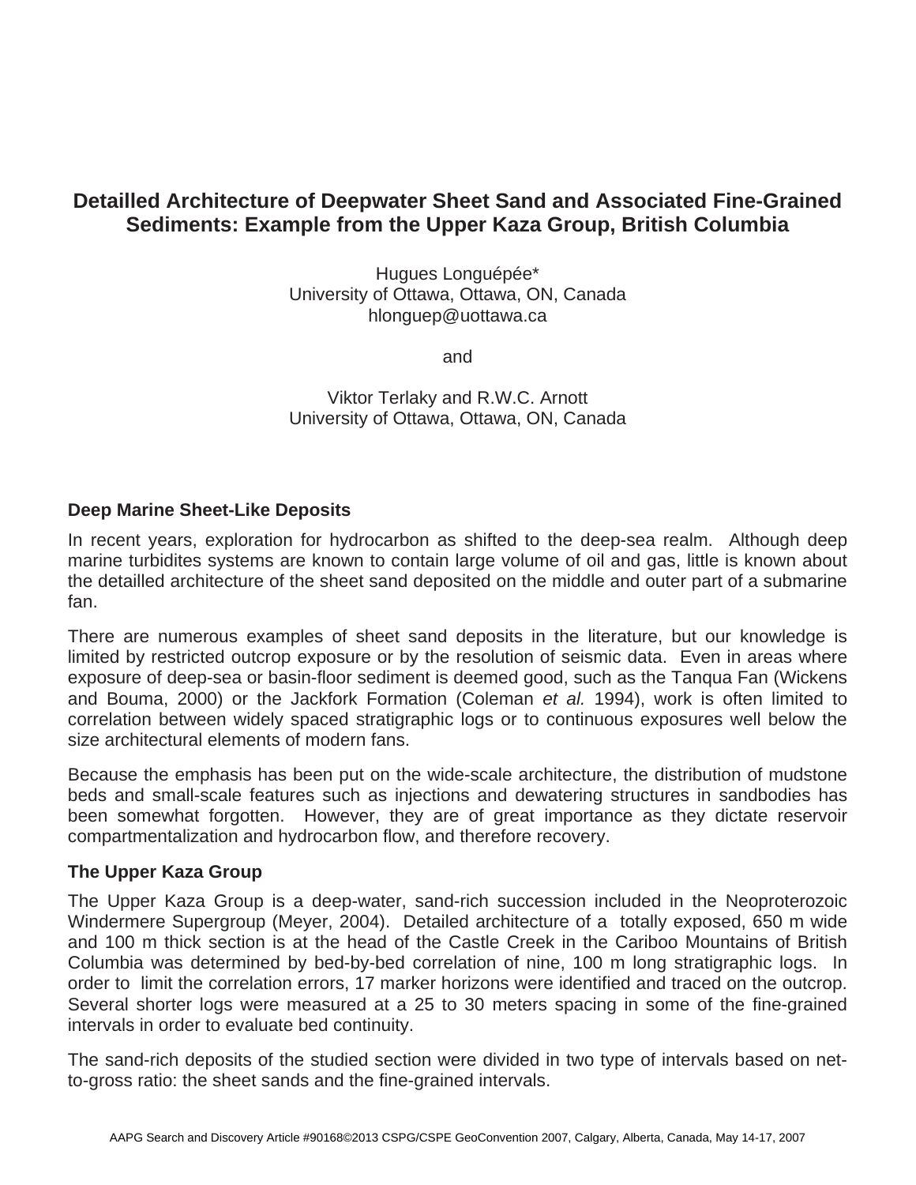# Detailled Architecture of Deepwater Sheet Sand and Associated Fine-Grained Sediments: Example from the Upper Kaza Group, British Columbia

Hugues Longuépée*
University of Ottawa, Ottawa, ON, Canada
hlonguep@uottawa.ca

and

Viktor Terlaky and R.W.C. Arnott
University of Ottawa, Ottawa, ON, Canada

## Deep Marine Sheet-Like Deposits

In recent years, exploration for hydrocarbon as shifted to the deep-sea realm. Although deep marine turbidites systems are known to contain large volume of oil and gas, little is known about the detailled architecture of the sheet sand deposited on the middle and outer part of a submarine fan.

There are numerous examples of sheet sand deposits in the literature, but our knowledge is limited by restricted outcrop exposure or by the resolution of seismic data. Even in areas where exposure of deep-sea or basin-floor sediment is deemed good, such as the Tanqua Fan (Wickens and Bouma, 2000) or the Jackfork Formation (Coleman *et al.* 1994), work is often limited to correlation between widely spaced stratigraphic logs or to continuous exposures well below the size architectural elements of modern fans.

Because the emphasis has been put on the wide-scale architecture, the distribution of mudstone beds and small-scale features such as injections and dewatering structures in sandbodies has been somewhat forgotten. However, they are of great importance as they dictate reservoir compartmentalization and hydrocarbon flow, and therefore recovery.

## The Upper Kaza Group

The Upper Kaza Group is a deep-water, sand-rich succession included in the Neoproterozoic Windermere Supergroup (Meyer, 2004). Detailed architecture of a totally exposed, 650 m wide and 100 m thick section is at the head of the Castle Creek in the Cariboo Mountains of British Columbia was determined by bed-by-bed correlation of nine, 100 m long stratigraphic logs. In order to limit the correlation errors, 17 marker horizons were identified and traced on the outcrop. Several shorter logs were measured at a 25 to 30 meters spacing in some of the fine-grained intervals in order to evaluate bed continuity.

The sand-rich deposits of the studied section were divided in two type of intervals based on net-to-gross ratio: the sheet sands and the fine-grained intervals.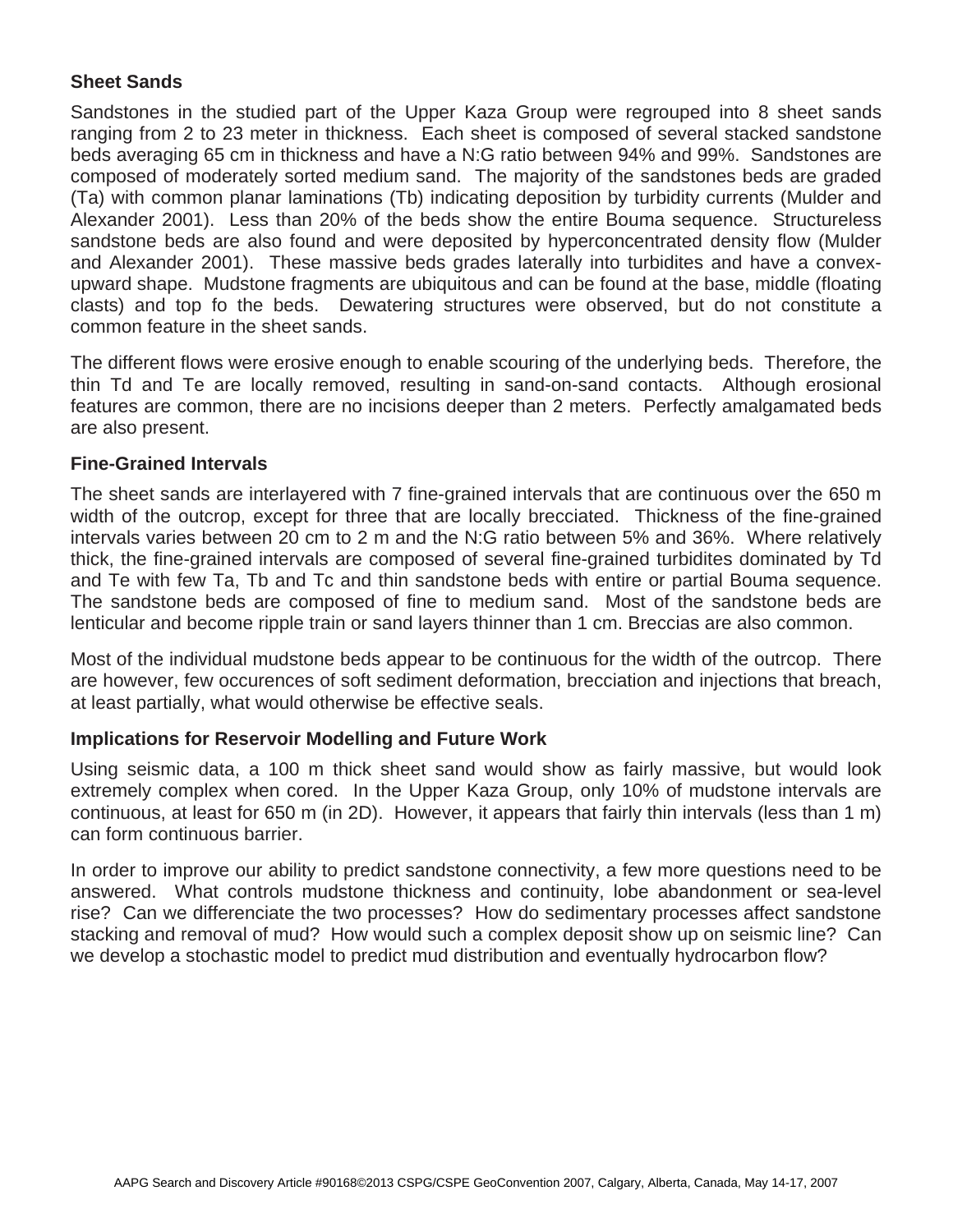**Sheet Sands**

Sandstones in the studied part of the Upper Kaza Group were regrouped into 8 sheet sands ranging from 2 to 23 meter in thickness. Each sheet is composed of several stacked sandstone beds averaging 65 cm in thickness and have a N:G ratio between 94% and 99%. Sandstones are composed of moderately sorted medium sand. The majority of the sandstones beds are graded (Ta) with common planar laminations (Tb) indicating deposition by turbidity currents (Mulder and Alexander 2001). Less than 20% of the beds show the entire Bouma sequence. Structureless sandstone beds are also found and were deposited by hyperconcentrated density flow (Mulder and Alexander 2001). These massive beds grades laterally into turbidites and have a convex-upward shape. Mudstone fragments are ubiquitous and can be found at the base, middle (floating clasts) and top fo the beds. Dewatering structures were observed, but do not constitute a common feature in the sheet sands.

The different flows were erosive enough to enable scouring of the underlying beds. Therefore, the thin Td and Te are locally removed, resulting in sand-on-sand contacts. Although erosional features are common, there are no incisions deeper than 2 meters. Perfectly amalgamated beds are also present.

**Fine-Grained Intervals**

The sheet sands are interlayered with 7 fine-grained intervals that are continuous over the 650 m width of the outcrop, except for three that are locally brecciated. Thickness of the fine-grained intervals varies between 20 cm to 2 m and the N:G ratio between 5% and 36%. Where relatively thick, the fine-grained intervals are composed of several fine-grained turbidites dominated by Td and Te with few Ta, Tb and Tc and thin sandstone beds with entire or partial Bouma sequence. The sandstone beds are composed of fine to medium sand. Most of the sandstone beds are lenticular and become ripple train or sand layers thinner than 1 cm. Breccias are also common.

Most of the individual mudstone beds appear to be continuous for the width of the outrcop. There are however, few occurences of soft sediment deformation, brecciation and injections that breach, at least partially, what would otherwise be effective seals.

**Implications for Reservoir Modelling and Future Work**

Using seismic data, a 100 m thick sheet sand would show as fairly massive, but would look extremely complex when cored. In the Upper Kaza Group, only 10% of mudstone intervals are continuous, at least for 650 m (in 2D). However, it appears that fairly thin intervals (less than 1 m) can form continuous barrier.

In order to improve our ability to predict sandstone connectivity, a few more questions need to be answered. What controls mudstone thickness and continuity, lobe abandonment or sea-level rise? Can we differenciate the two processes? How do sedimentary processes affect sandstone stacking and removal of mud? How would such a complex deposit show up on seismic line? Can we develop a stochastic model to predict mud distribution and eventually hydrocarbon flow?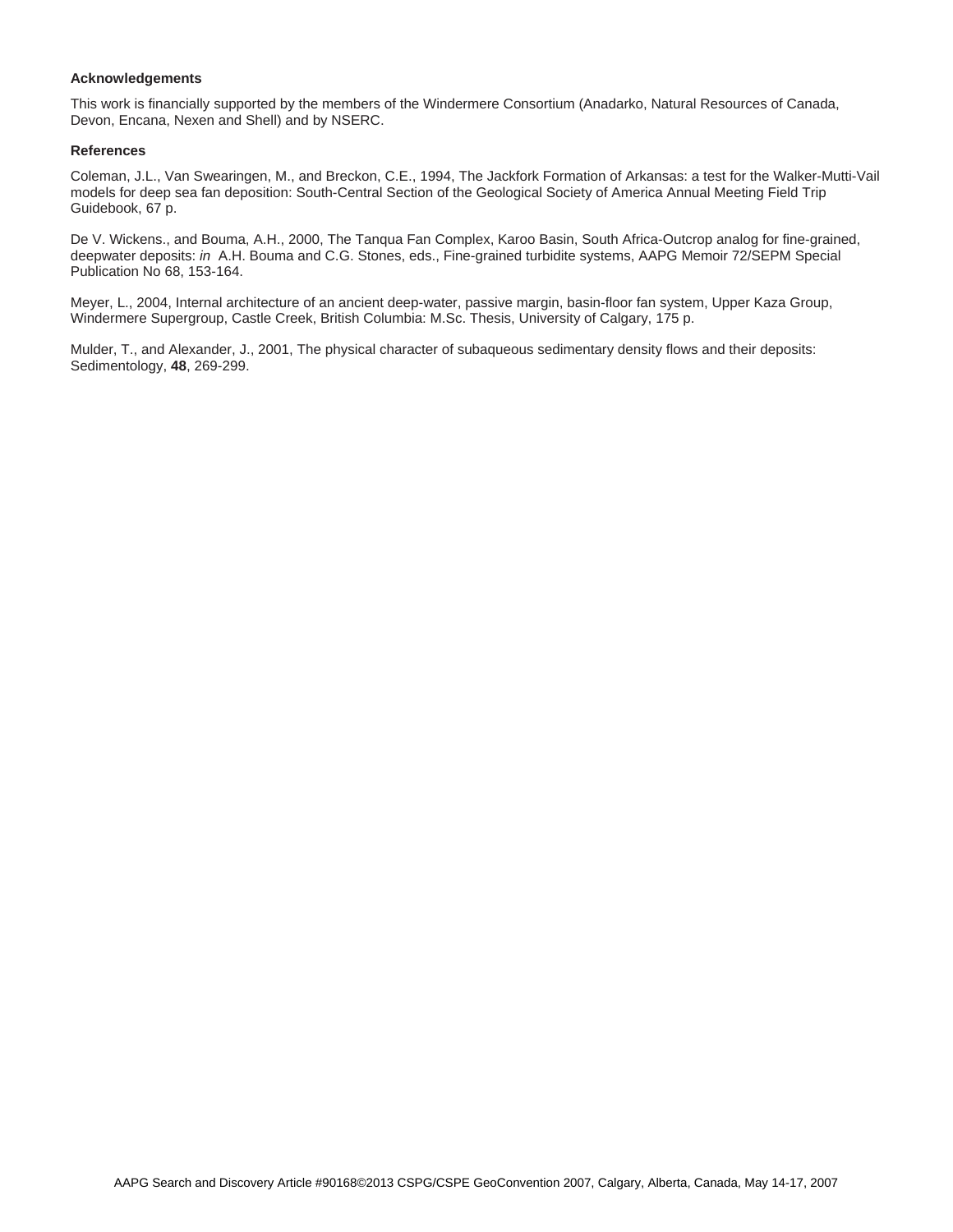**Acknowledgements**

This work is financially supported by the members of the Windermere Consortium (Anadarko, Natural Resources of Canada, Devon, Encana, Nexen and Shell) and by NSERC.

**References**

Coleman, J.L., Van Swearingen, M., and Breckon, C.E., 1994, The Jackfork Formation of Arkansas: a test for the Walker-Mutti-Vail models for deep sea fan deposition: South-Central Section of the Geological Society of America Annual Meeting Field Trip Guidebook, 67 p.

De V. Wickens., and Bouma, A.H., 2000, The Tanqua Fan Complex, Karoo Basin, South Africa-Outcrop analog for fine-grained, deepwater deposits: *in* A.H. Bouma and C.G. Stones, eds., Fine-grained turbidite systems, AAPG Memoir 72/SEPM Special Publication No 68, 153-164.

Meyer, L., 2004, Internal architecture of an ancient deep-water, passive margin, basin-floor fan system, Upper Kaza Group, Windermere Supergroup, Castle Creek, British Columbia: M.Sc. Thesis, University of Calgary, 175 p.

Mulder, T., and Alexander, J., 2001, The physical character of subaqueous sedimentary density flows and their deposits: Sedimentology, **48**, 269-299.